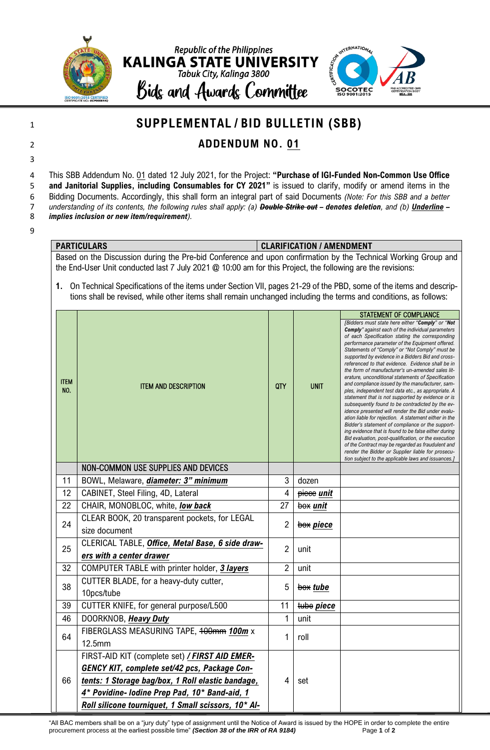Republic of the Philippines

**KALINGA STATE UNIVERSITY**

Tabuk City, Kalinga 3800

Bids and Awards Committee

# SUPPLEMENTAL / BID BULLETIN (SBB)

## ADDENDUM NO. 01

This SBB Addendum No. 01 dated 12 July 2021, for the Project: **"Purchase of IGI-Funded Non-Common Use Office and Janitorial Supplies, including Consumables for CY 2021"** is issued to clarify, modify or amend items in the Bidding Documents. Accordingly, this shall form an integral part of said Documents *(Note: For this SBB and a better understanding of its contents, the following rules shall apply: (a)* ***~~Double Strike out~~ – denotes deletion****, and (b)* ***Underline – implies inclusion or new item/requirement****).*

| PARTICULARS | CLARIFICATION / AMENDMENT |
|---|---|

Based on the Discussion during the Pre-bid Conference and upon confirmation by the Technical Working Group and the End-User Unit conducted last 7 July 2021 @ 10:00 am for this Project, the following are the revisions:

**1.** On Technical Specifications of the items under Section VII, pages 21-29 of the PBD, some of the items and descriptions shall be revised, while other items shall remain unchanged including the terms and conditions, as follows:

| ITEM NO. | ITEM AND DESCRIPTION | QTY | UNIT | STATEMENT OF COMPLIANCE *[Bidders must state here either "**Comply**" or "**Not Comply**" against each of the individual parameters of each Specification stating the corresponding performance parameter of the Equipment offered. Statements of "Comply" or "Not Comply" must be supported by evidence in a Bidders Bid and cross-referenced to that evidence. Evidence shall be in the form of manufacturer's un-amended sales literature, unconditional statements of Specification and compliance issued by the manufacturer, samples, independent test data etc., as appropriate. A statement that is not supported by evidence or is subsequently found to be contradicted by the evidence presented will render the Bid under evaluation liable for rejection. A statement either in the Bidder's statement of compliance or the supporting evidence that is found to be false either during Bid evaluation, post-qualification, or the execution of the Contract may be regarded as fraudulent and render the Bidder or Supplier liable for prosecution subject to the applicable laws and issuances.]* |
|---|---|---|---|---|
| | NON-COMMON USE SUPPLIES AND DEVICES | | | |
| 11 | BOWL, Melaware, ***diameter: 3" minimum*** | 3 | dozen | |
| 12 | CABINET, Steel Filing, 4D, Lateral | 4 | ~~piece~~ ***unit*** | |
| 22 | CHAIR, MONOBLOC, white, ***low back*** | 27 | ~~box~~ ***unit*** | |
| 24 | CLEAR BOOK, 20 transparent pockets, for LEGAL size document | 2 | ~~box~~ ***piece*** | |
| 25 | CLERICAL TABLE, ***Office, Metal Base, 6 side drawers with a center drawer*** | 2 | unit | |
| 32 | COMPUTER TABLE with printer holder, ***3 layers*** | 2 | unit | |
| 38 | CUTTER BLADE, for a heavy-duty cutter, 10pcs/tube | 5 | ~~box~~ ***tube*** | |
| 39 | CUTTER KNIFE, for general purpose/L500 | 11 | ~~tube~~ ***piece*** | |
| 46 | DOORKNOB, ***Heavy Duty*** | 1 | unit | |
| 64 | FIBERGLASS MEASURING TAPE, ~~100mm~~ ***100m*** x 12.5mm | 1 | roll | |
| 66 | FIRST-AID KIT (complete set) ***/ FIRST AID EMERGENCY KIT, complete set/42 pcs, Package Contents: 1 Storage bag/box, 1 Roll elastic bandage, 4* Povidine- Iodine Prep Pad, 10* Band-aid, 1 Roll silicone tourniquet, 1 Small scissors, 10* Al-*** | 4 | set | |

"All BAC members shall be on a "jury duty" type of assignment until the Notice of Award is issued by the HOPE in order to complete the entire procurement process at the earliest possible time" ***(Section 38 of the IRR of RA 9184)***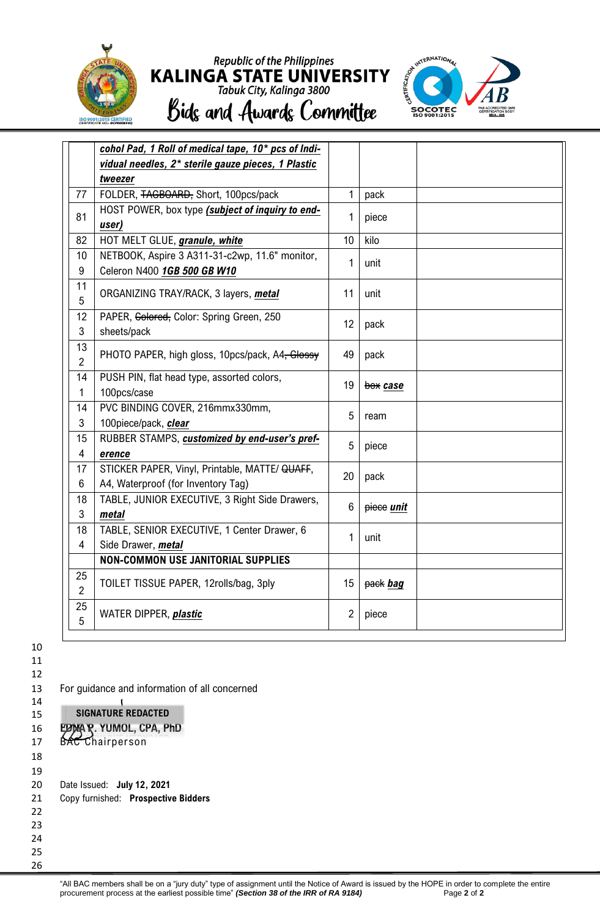Republic of the Philippines
**KALINGA STATE UNIVERSITY**
Tabuk City, Kalinga 3800
Bids and Awards Committee

| | | | | |
|---|---|---|---|---|
| | ***cohol Pad, 1 Roll of medical tape, 10* pcs of Individual needles, 2* sterile gauze pieces, 1 Plastic tweezer*** | | | |
| 77 | FOLDER, ~~TAGBOARD,~~ Short, 100pcs/pack | 1 | pack | |
| 81 | HOST POWER, box type ***(subject of inquiry to end-user)*** | 1 | piece | |
| 82 | HOT MELT GLUE, ***granule, white*** | 10 | kilo | |
| 109 | NETBOOK, Aspire 3 A311-31-c2wp, 11.6" monitor, Celeron N400 ***1GB 500 GB W10*** | 1 | unit | |
| 115 | ORGANIZING TRAY/RACK, 3 layers, ***metal*** | 11 | unit | |
| 123 | PAPER, ~~Colored,~~ Color: Spring Green, 250 sheets/pack | 12 | pack | |
| 132 | PHOTO PAPER, high gloss, 10pcs/pack, A4~~, Glossy~~ | 49 | pack | |
| 141 | PUSH PIN, flat head type, assorted colors, 100pcs/case | 19 | ~~box~~ ***case*** | |
| 143 | PVC BINDING COVER, 216mmx330mm, 100piece/pack, ***clear*** | 5 | ream | |
| 154 | RUBBER STAMPS, ***customized by end-user's preference*** | 5 | piece | |
| 176 | STICKER PAPER, Vinyl, Printable, MATTE/ ~~QUAFF~~, A4, Waterproof (for Inventory Tag) | 20 | pack | |
| 183 | TABLE, JUNIOR EXECUTIVE, 3 Right Side Drawers, ***metal*** | 6 | ~~piece~~ ***unit*** | |
| 184 | TABLE, SENIOR EXECUTIVE, 1 Center Drawer, 6 Side Drawer, ***metal*** | 1 | unit | |
| | **NON-COMMON USE JANITORIAL SUPPLIES** | | | |
| 252 | TOILET TISSUE PAPER, 12rolls/bag, 3ply | 15 | ~~pack~~ ***bag*** | |
| 255 | WATER DIPPER, ***plastic*** | 2 | piece | |

For guidance and information of all concerned

SIGNATURE REDACTED
**EDNA P. YUMOL, CPA, PhD**
BAC Chairperson

Date Issued: **July 12, 2021**
Copy furnished: **Prospective Bidders**

"All BAC members shall be on a "jury duty" type of assignment until the Notice of Award is issued by the HOPE in order to complete the entire procurement process at the earliest possible time" ***(Section 38 of the IRR of RA 9184)***